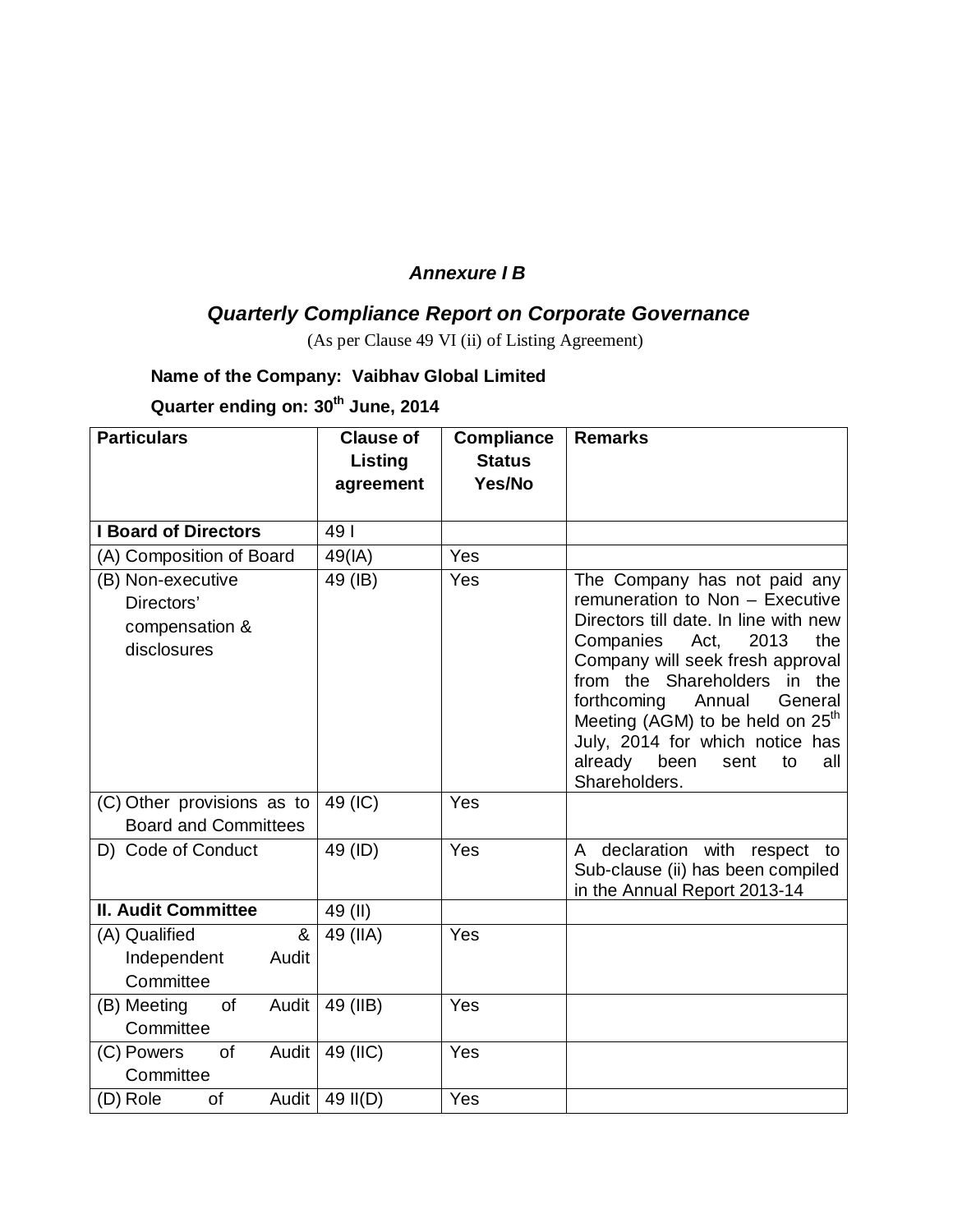***Annexure I B***

## *Quarterly Compliance Report on Corporate Governance*

(As per Clause 49 VI (ii) of Listing Agreement)

**Name of the Company: Vaibhav Global Limited**

**Quarter ending on: 30th June, 2014**

| Particulars | Clause of Listing agreement | Compliance Status Yes/No | Remarks |
|---|---|---|---|
| **I Board of Directors** | 49 I | | |
| (A) Composition of Board | 49(IA) | Yes | |
| (B) Non-executive Directors' compensation & disclosures | 49 (IB) | Yes | The Company has not paid any remuneration to Non – Executive Directors till date. In line with new Companies Act, 2013 the Company will seek fresh approval from the Shareholders in the forthcoming Annual General Meeting (AGM) to be held on 25th July, 2014 for which notice has already been sent to all Shareholders. |
| (C) Other provisions as to Board and Committees | 49 (IC) | Yes | |
| D) Code of Conduct | 49 (ID) | Yes | A declaration with respect to Sub-clause (ii) has been compiled in the Annual Report 2013-14 |
| **II. Audit Committee** | 49 (II) | | |
| (A) Qualified & Independent Audit Committee | 49 (IIA) | Yes | |
| (B) Meeting of Audit Committee | 49 (IIB) | Yes | |
| (C) Powers of Audit Committee | 49 (IIC) | Yes | |
| (D) Role of Audit | 49 II(D) | Yes | |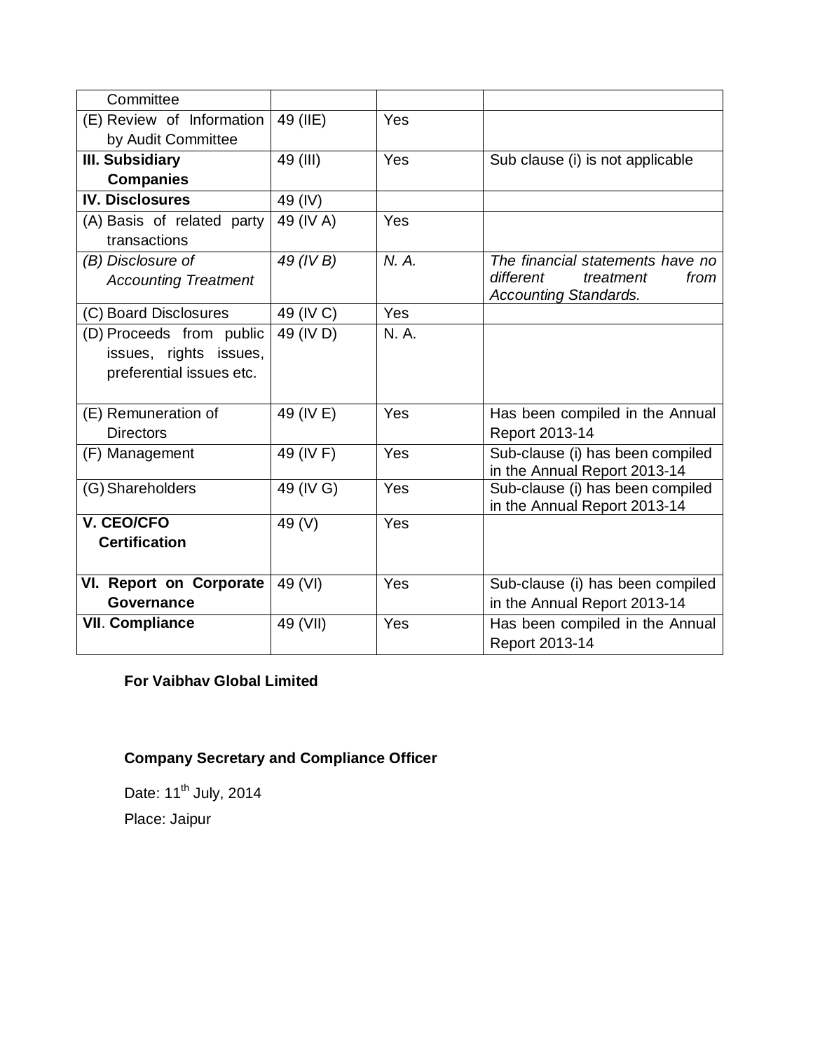| | | | |
|---|---|---|---|
| Committee | | | |
| (E) Review of Information by Audit Committee | 49 (IIE) | Yes | |
| **III. Subsidiary Companies** | 49 (III) | Yes | Sub clause (i) is not applicable |
| **IV. Disclosures** | 49 (IV) | | |
| (A) Basis of related party transactions | 49 (IV A) | Yes | |
| *(B) Disclosure of Accounting Treatment* | *49 (IV B)* | *N. A.* | *The financial statements have no different treatment from Accounting Standards.* |
| (C) Board Disclosures | 49 (IV C) | Yes | |
| (D) Proceeds from public issues, rights issues, preferential issues etc. | 49 (IV D) | N. A. | |
| (E) Remuneration of Directors | 49 (IV E) | Yes | Has been compiled in the Annual Report 2013-14 |
| (F) Management | 49 (IV F) | Yes | Sub-clause (i) has been compiled in the Annual Report 2013-14 |
| (G) Shareholders | 49 (IV G) | Yes | Sub-clause (i) has been compiled in the Annual Report 2013-14 |
| **V. CEO/CFO Certification** | 49 (V) | Yes | |
| **VI. Report on Corporate Governance** | 49 (VI) | Yes | Sub-clause (i) has been compiled in the Annual Report 2013-14 |
| **VII. Compliance** | 49 (VII) | Yes | Has been compiled in the Annual Report 2013-14 |

**For Vaibhav Global Limited**

**Company Secretary and Compliance Officer**

Date: 11th July, 2014

Place: Jaipur